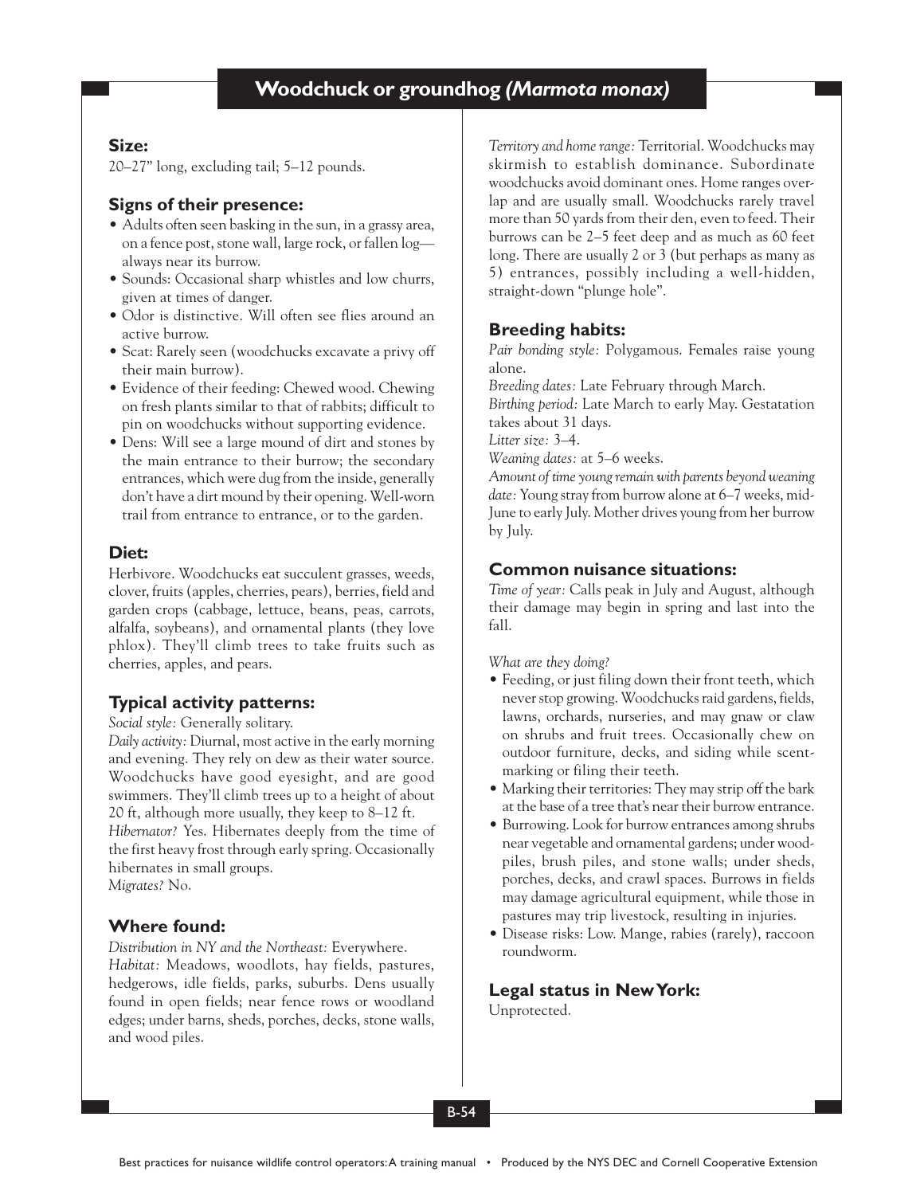# Woodchuck or groundhog *(Marmota monax)*

## Size:

20–27" long, excluding tail; 5–12 pounds.

## Signs of their presence:

- Adults often seen basking in the sun, in a grassy area, on a fence post, stone wall, large rock, or fallen log—always near its burrow.
- Sounds: Occasional sharp whistles and low churrs, given at times of danger.
- Odor is distinctive. Will often see flies around an active burrow.
- Scat: Rarely seen (woodchucks excavate a privy off their main burrow).
- Evidence of their feeding: Chewed wood. Chewing on fresh plants similar to that of rabbits; difficult to pin on woodchucks without supporting evidence.
- Dens: Will see a large mound of dirt and stones by the main entrance to their burrow; the secondary entrances, which were dug from the inside, generally don't have a dirt mound by their opening. Well-worn trail from entrance to entrance, or to the garden.

## Diet:

Herbivore. Woodchucks eat succulent grasses, weeds, clover, fruits (apples, cherries, pears), berries, field and garden crops (cabbage, lettuce, beans, peas, carrots, alfalfa, soybeans), and ornamental plants (they love phlox). They'll climb trees to take fruits such as cherries, apples, and pears.

## Typical activity patterns:

*Social style:* Generally solitary.

*Daily activity:* Diurnal, most active in the early morning and evening. They rely on dew as their water source. Woodchucks have good eyesight, and are good swimmers. They'll climb trees up to a height of about 20 ft, although more usually, they keep to 8–12 ft.

*Hibernator?* Yes. Hibernates deeply from the time of the first heavy frost through early spring. Occasionally hibernates in small groups.

*Migrates?* No.

## Where found:

*Distribution in NY and the Northeast:* Everywhere.

*Habitat:* Meadows, woodlots, hay fields, pastures, hedgerows, idle fields, parks, suburbs. Dens usually found in open fields; near fence rows or woodland edges; under barns, sheds, porches, decks, stone walls, and wood piles.

*Territory and home range:* Territorial. Woodchucks may skirmish to establish dominance. Subordinate woodchucks avoid dominant ones. Home ranges overlap and are usually small. Woodchucks rarely travel more than 50 yards from their den, even to feed. Their burrows can be 2–5 feet deep and as much as 60 feet long. There are usually 2 or 3 (but perhaps as many as 5) entrances, possibly including a well-hidden, straight-down "plunge hole".

## Breeding habits:

*Pair bonding style:* Polygamous. Females raise young alone.

*Breeding dates:* Late February through March.

*Birthing period:* Late March to early May. Gestatation takes about 31 days.

*Litter size:* 3–4.

*Weaning dates:* at 5–6 weeks.

*Amount of time young remain with parents beyond weaning date:* Young stray from burrow alone at 6–7 weeks, mid-June to early July. Mother drives young from her burrow by July.

## Common nuisance situations:

*Time of year:* Calls peak in July and August, although their damage may begin in spring and last into the fall.

*What are they doing?*

- Feeding, or just filing down their front teeth, which never stop growing. Woodchucks raid gardens, fields, lawns, orchards, nurseries, and may gnaw or claw on shrubs and fruit trees. Occasionally chew on outdoor furniture, decks, and siding while scent-marking or filing their teeth.
- Marking their territories: They may strip off the bark at the base of a tree that's near their burrow entrance.
- Burrowing. Look for burrow entrances among shrubs near vegetable and ornamental gardens; under woodpiles, brush piles, and stone walls; under sheds, porches, decks, and crawl spaces. Burrows in fields may damage agricultural equipment, while those in pastures may trip livestock, resulting in injuries.
- Disease risks: Low. Mange, rabies (rarely), raccoon roundworm.

## Legal status in New York:

Unprotected.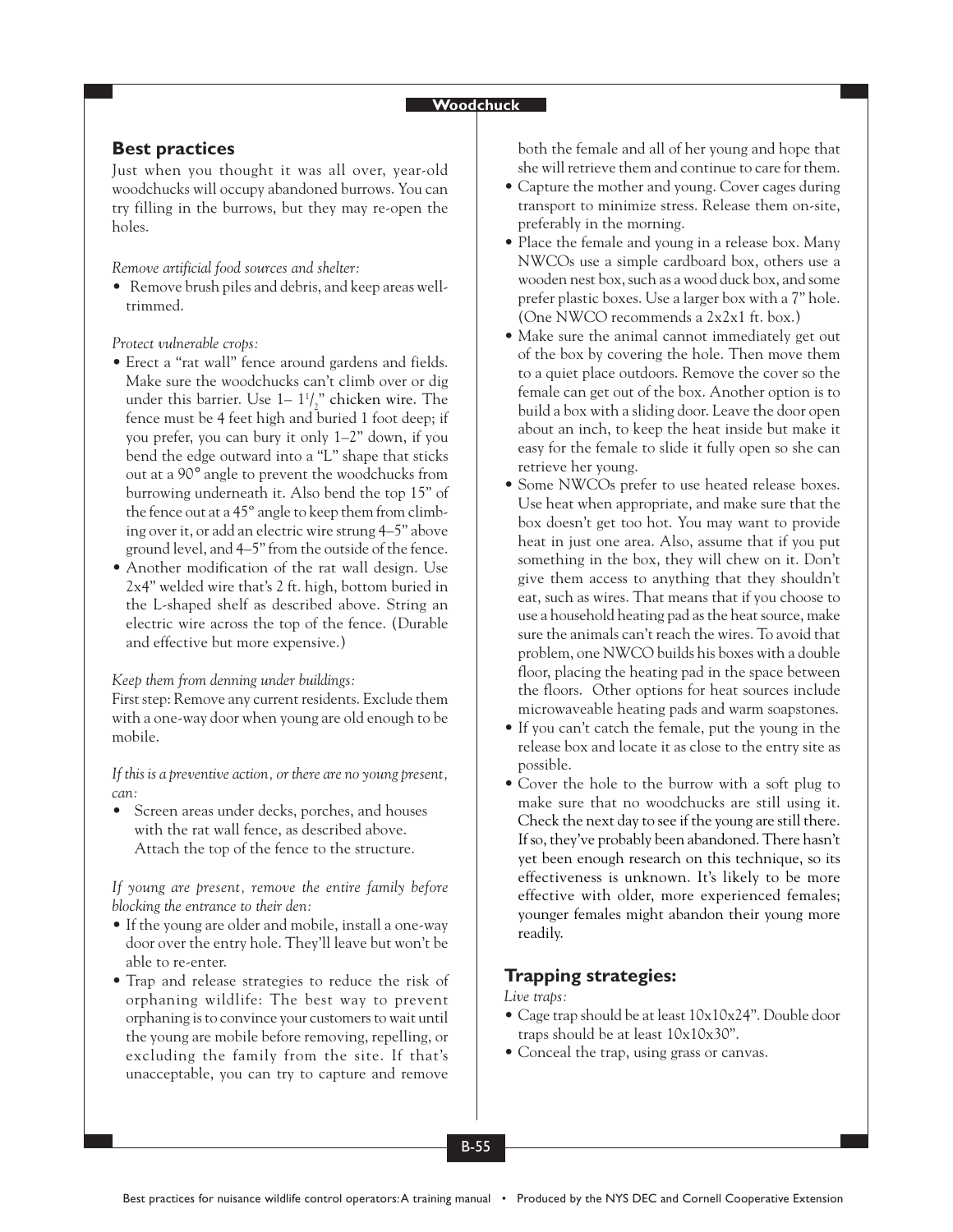## Best practices

Just when you thought it was all over, year-old woodchucks will occupy abandoned burrows. You can try filling in the burrows, but they may re-open the holes.

*Remove artificial food sources and shelter:*

- Remove brush piles and debris, and keep areas well-trimmed.

*Protect vulnerable crops:*

- Erect a "rat wall" fence around gardens and fields. Make sure the woodchucks can't climb over or dig under this barrier. Use 1– 1½" chicken wire. The fence must be 4 feet high and buried 1 foot deep; if you prefer, you can bury it only 1–2" down, if you bend the edge outward into a "L" shape that sticks out at a 90° angle to prevent the woodchucks from burrowing underneath it. Also bend the top 15" of the fence out at a 45° angle to keep them from climbing over it, or add an electric wire strung 4–5" above ground level, and 4–5" from the outside of the fence.
- Another modification of the rat wall design. Use 2x4" welded wire that's 2 ft. high, bottom buried in the L-shaped shelf as described above. String an electric wire across the top of the fence. (Durable and effective but more expensive.)

*Keep them from denning under buildings:*

First step: Remove any current residents. Exclude them with a one-way door when young are old enough to be mobile.

*If this is a preventive action, or there are no young present, can:*

- Screen areas under decks, porches, and houses with the rat wall fence, as described above. Attach the top of the fence to the structure.

*If young are present, remove the entire family before blocking the entrance to their den:*

- If the young are older and mobile, install a one-way door over the entry hole. They'll leave but won't be able to re-enter.
- Trap and release strategies to reduce the risk of orphaning wildlife: The best way to prevent orphaning is to convince your customers to wait until the young are mobile before removing, repelling, or excluding the family from the site. If that's unacceptable, you can try to capture and remove both the female and all of her young and hope that she will retrieve them and continue to care for them.
- Capture the mother and young. Cover cages during transport to minimize stress. Release them on-site, preferably in the morning.
- Place the female and young in a release box. Many NWCOs use a simple cardboard box, others use a wooden nest box, such as a wood duck box, and some prefer plastic boxes. Use a larger box with a 7" hole. (One NWCO recommends a 2x2x1 ft. box.)
- Make sure the animal cannot immediately get out of the box by covering the hole. Then move them to a quiet place outdoors. Remove the cover so the female can get out of the box. Another option is to build a box with a sliding door. Leave the door open about an inch, to keep the heat inside but make it easy for the female to slide it fully open so she can retrieve her young.
- Some NWCOs prefer to use heated release boxes. Use heat when appropriate, and make sure that the box doesn't get too hot. You may want to provide heat in just one area. Also, assume that if you put something in the box, they will chew on it. Don't give them access to anything that they shouldn't eat, such as wires. That means that if you choose to use a household heating pad as the heat source, make sure the animals can't reach the wires. To avoid that problem, one NWCO builds his boxes with a double floor, placing the heating pad in the space between the floors. Other options for heat sources include microwaveable heating pads and warm soapstones.
- If you can't catch the female, put the young in the release box and locate it as close to the entry site as possible.
- Cover the hole to the burrow with a soft plug to make sure that no woodchucks are still using it. Check the next day to see if the young are still there. If so, they've probably been abandoned. There hasn't yet been enough research on this technique, so its effectiveness is unknown. It's likely to be more effective with older, more experienced females; younger females might abandon their young more readily.

## Trapping strategies:

*Live traps:*

- Cage trap should be at least 10x10x24". Double door traps should be at least 10x10x30".
- Conceal the trap, using grass or canvas.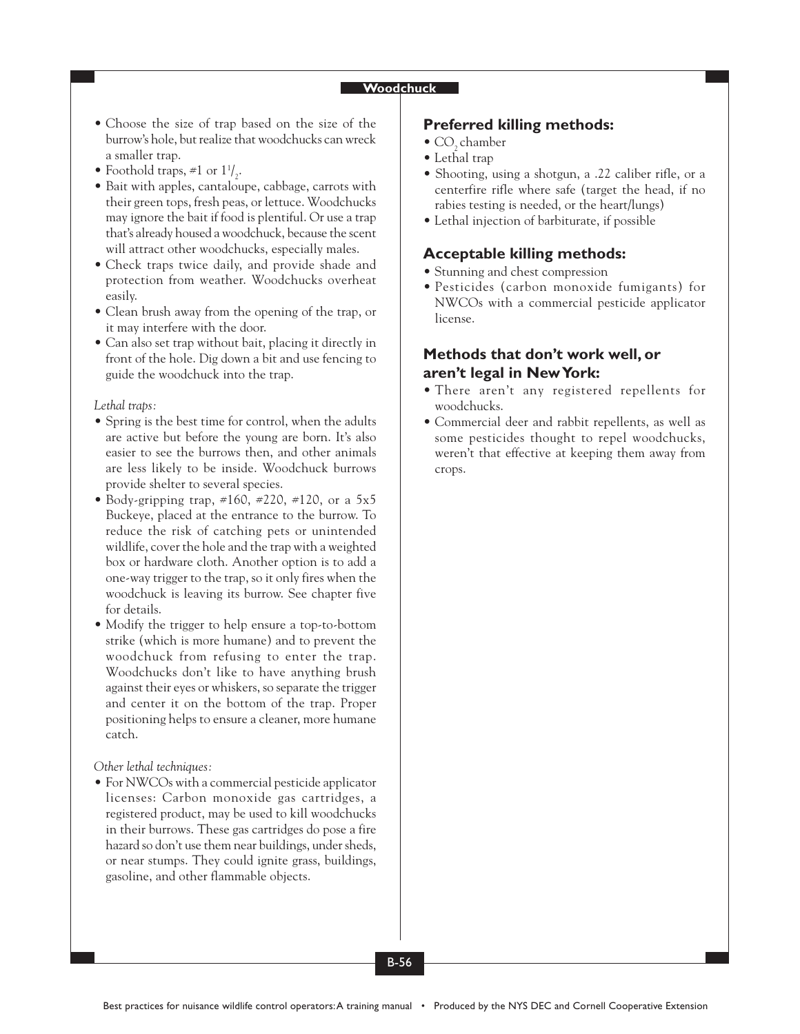- Choose the size of trap based on the size of the burrow's hole, but realize that woodchucks can wreck a smaller trap.
- Foothold traps, #1 or $1^1/_2$.
- Bait with apples, cantaloupe, cabbage, carrots with their green tops, fresh peas, or lettuce. Woodchucks may ignore the bait if food is plentiful. Or use a trap that's already housed a woodchuck, because the scent will attract other woodchucks, especially males.
- Check traps twice daily, and provide shade and protection from weather. Woodchucks overheat easily.
- Clean brush away from the opening of the trap, or it may interfere with the door.
- Can also set trap without bait, placing it directly in front of the hole. Dig down a bit and use fencing to guide the woodchuck into the trap.

*Lethal traps:*

- Spring is the best time for control, when the adults are active but before the young are born. It's also easier to see the burrows then, and other animals are less likely to be inside. Woodchuck burrows provide shelter to several species.
- Body-gripping trap, #160, #220, #120, or a 5x5 Buckeye, placed at the entrance to the burrow. To reduce the risk of catching pets or unintended wildlife, cover the hole and the trap with a weighted box or hardware cloth. Another option is to add a one-way trigger to the trap, so it only fires when the woodchuck is leaving its burrow. See chapter five for details.
- Modify the trigger to help ensure a top-to-bottom strike (which is more humane) and to prevent the woodchuck from refusing to enter the trap. Woodchucks don't like to have anything brush against their eyes or whiskers, so separate the trigger and center it on the bottom of the trap. Proper positioning helps to ensure a cleaner, more humane catch.

*Other lethal techniques:*

- For NWCOs with a commercial pesticide applicator licenses: Carbon monoxide gas cartridges, a registered product, may be used to kill woodchucks in their burrows. These gas cartridges do pose a fire hazard so don't use them near buildings, under sheds, or near stumps. They could ignite grass, buildings, gasoline, and other flammable objects.

## Preferred killing methods:

- $CO_2$ chamber
- Lethal trap
- Shooting, using a shotgun, a .22 caliber rifle, or a centerfire rifle where safe (target the head, if no rabies testing is needed, or the heart/lungs)
- Lethal injection of barbiturate, if possible

## Acceptable killing methods:

- Stunning and chest compression
- Pesticides (carbon monoxide fumigants) for NWCOs with a commercial pesticide applicator license.

## Methods that don't work well, or aren't legal in New York:

- There aren't any registered repellents for woodchucks.
- Commercial deer and rabbit repellents, as well as some pesticides thought to repel woodchucks, weren't that effective at keeping them away from crops.